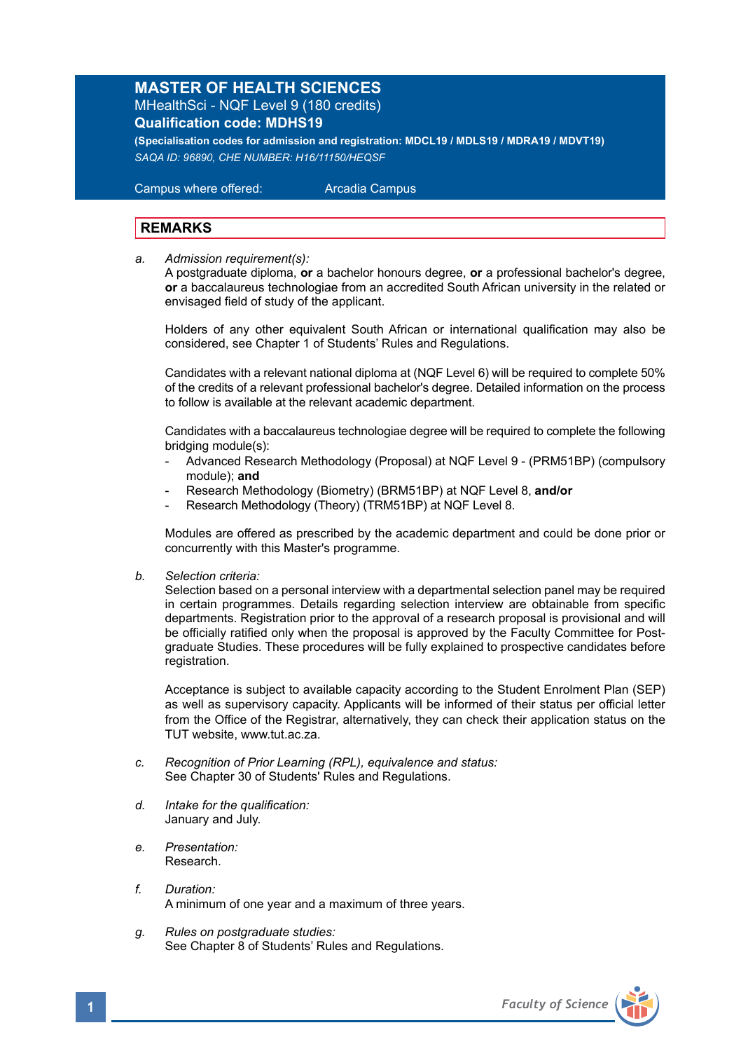# MASTER OF HEALTH SCIENCES

MHealthSci - NQF Level 9 (180 credits)

**Qualification code: MDHS19**

**(Specialisation codes for admission and registration: MDCL19 / MDLS19 / MDRA19 / MDVT19)**

*SAQA ID: 96890, CHE NUMBER: H16/11150/HEQSF*

Campus where offered: Arcadia Campus

## REMARKS

a. *Admission requirement(s):*
A postgraduate diploma, **or** a bachelor honours degree, **or** a professional bachelor's degree, **or** a baccalaureus technologiae from an accredited South African university in the related or envisaged field of study of the applicant.

Holders of any other equivalent South African or international qualification may also be considered, see Chapter 1 of Students' Rules and Regulations.

Candidates with a relevant national diploma at (NQF Level 6) will be required to complete 50% of the credits of a relevant professional bachelor's degree. Detailed information on the process to follow is available at the relevant academic department.

Candidates with a baccalaureus technologiae degree will be required to complete the following bridging module(s):

- Advanced Research Methodology (Proposal) at NQF Level 9 - (PRM51BP) (compulsory module); **and**
- Research Methodology (Biometry) (BRM51BP) at NQF Level 8, **and/or**
- Research Methodology (Theory) (TRM51BP) at NQF Level 8.

Modules are offered as prescribed by the academic department and could be done prior or concurrently with this Master's programme.

b. *Selection criteria:*
Selection based on a personal interview with a departmental selection panel may be required in certain programmes. Details regarding selection interview are obtainable from specific departments. Registration prior to the approval of a research proposal is provisional and will be officially ratified only when the proposal is approved by the Faculty Committee for Post-graduate Studies. These procedures will be fully explained to prospective candidates before registration.

Acceptance is subject to available capacity according to the Student Enrolment Plan (SEP) as well as supervisory capacity. Applicants will be informed of their status per official letter from the Office of the Registrar, alternatively, they can check their application status on the TUT website, www.tut.ac.za.

c. *Recognition of Prior Learning (RPL), equivalence and status:*
See Chapter 30 of Students' Rules and Regulations.

d. *Intake for the qualification:*
January and July.

e. *Presentation:*
Research.

f. *Duration:*
A minimum of one year and a maximum of three years.

g. *Rules on postgraduate studies:*
See Chapter 8 of Students' Rules and Regulations.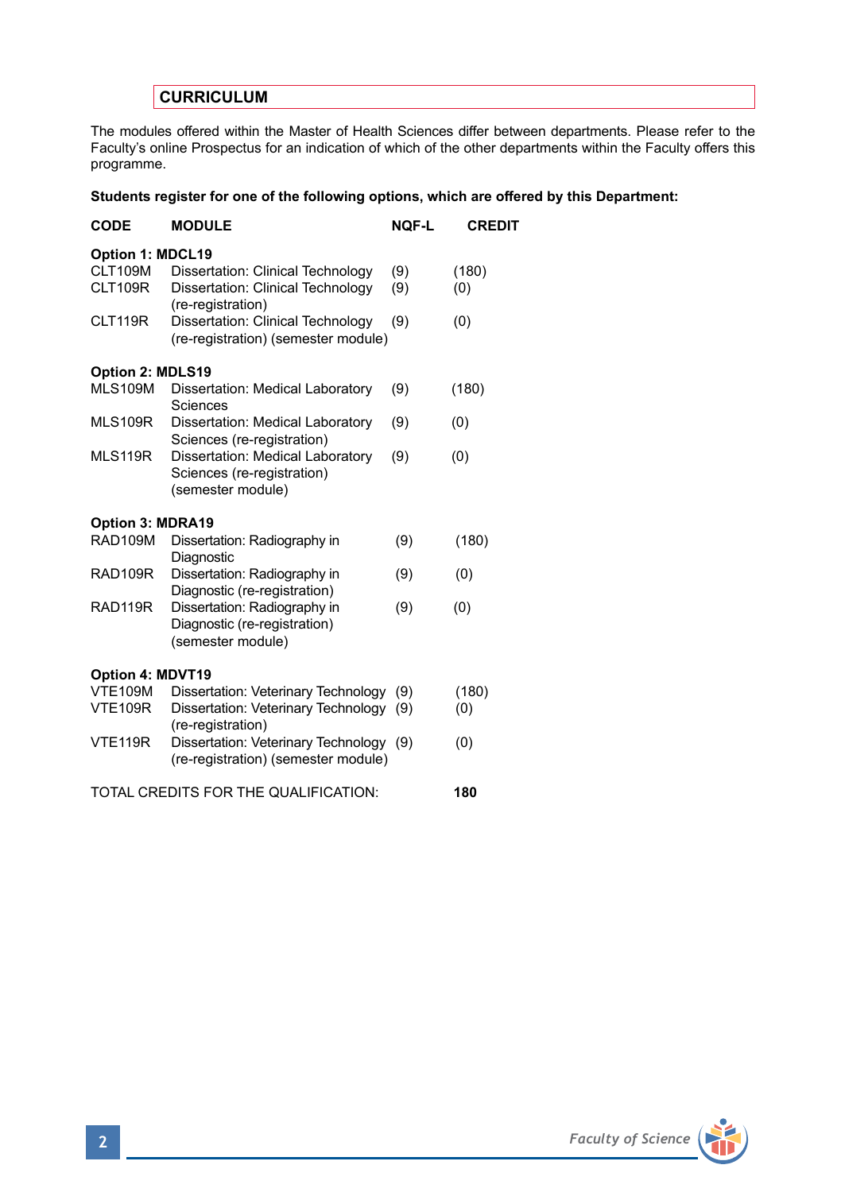## CURRICULUM

The modules offered within the Master of Health Sciences differ between departments. Please refer to the Faculty's online Prospectus for an indication of which of the other departments within the Faculty offers this programme.

**Students register for one of the following options, which are offered by this Department:**

| CODE | MODULE | NQF-L | CREDIT |
|---|---|---|---|
| **Option 1: MDCL19** | | | |
| CLT109M | Dissertation: Clinical Technology | (9) | (180) |
| CLT109R | Dissertation: Clinical Technology (re-registration) | (9) | (0) |
| CLT119R | Dissertation: Clinical Technology (re-registration) (semester module) | (9) | (0) |
| **Option 2: MDLS19** | | | |
| MLS109M | Dissertation: Medical Laboratory Sciences | (9) | (180) |
| MLS109R | Dissertation: Medical Laboratory Sciences (re-registration) | (9) | (0) |
| MLS119R | Dissertation: Medical Laboratory Sciences (re-registration) (semester module) | (9) | (0) |
| **Option 3: MDRA19** | | | |
| RAD109M | Dissertation: Radiography in Diagnostic | (9) | (180) |
| RAD109R | Dissertation: Radiography in Diagnostic (re-registration) | (9) | (0) |
| RAD119R | Dissertation: Radiography in Diagnostic (re-registration) (semester module) | (9) | (0) |
| **Option 4: MDVT19** | | | |
| VTE109M | Dissertation: Veterinary Technology | (9) | (180) |
| VTE109R | Dissertation: Veterinary Technology (re-registration) | (9) | (0) |
| VTE119R | Dissertation: Veterinary Technology (re-registration) (semester module) | (9) | (0) |

TOTAL CREDITS FOR THE QUALIFICATION: **180**